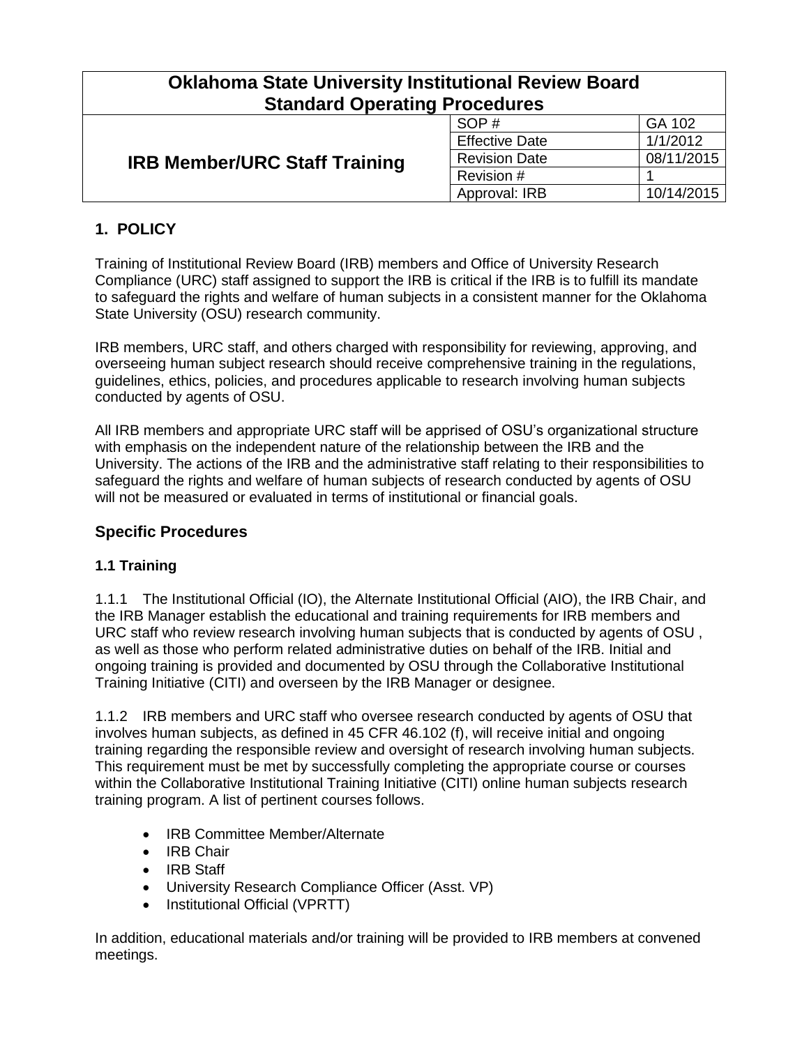# Oklahoma State University Institutional Review Board Standard Operating Procedures

| IRB Member/URC Staff Training | | |
|---|---|---|
| | SOP # | GA 102 |
| | Effective Date | 1/1/2012 |
| | Revision Date | 08/11/2015 |
| | Revision # | 1 |
| | Approval: IRB | 10/14/2015 |

## 1. POLICY

Training of Institutional Review Board (IRB) members and Office of University Research Compliance (URC) staff assigned to support the IRB is critical if the IRB is to fulfill its mandate to safeguard the rights and welfare of human subjects in a consistent manner for the Oklahoma State University (OSU) research community.

IRB members, URC staff, and others charged with responsibility for reviewing, approving, and overseeing human subject research should receive comprehensive training in the regulations, guidelines, ethics, policies, and procedures applicable to research involving human subjects conducted by agents of OSU.

All IRB members and appropriate URC staff will be apprised of OSU's organizational structure with emphasis on the independent nature of the relationship between the IRB and the University. The actions of the IRB and the administrative staff relating to their responsibilities to safeguard the rights and welfare of human subjects of research conducted by agents of OSU will not be measured or evaluated in terms of institutional or financial goals.

## Specific Procedures

### 1.1 Training

1.1.1 The Institutional Official (IO), the Alternate Institutional Official (AIO), the IRB Chair, and the IRB Manager establish the educational and training requirements for IRB members and URC staff who review research involving human subjects that is conducted by agents of OSU , as well as those who perform related administrative duties on behalf of the IRB. Initial and ongoing training is provided and documented by OSU through the Collaborative Institutional Training Initiative (CITI) and overseen by the IRB Manager or designee.

1.1.2 IRB members and URC staff who oversee research conducted by agents of OSU that involves human subjects, as defined in 45 CFR 46.102 (f), will receive initial and ongoing training regarding the responsible review and oversight of research involving human subjects. This requirement must be met by successfully completing the appropriate course or courses within the Collaborative Institutional Training Initiative (CITI) online human subjects research training program. A list of pertinent courses follows.

- IRB Committee Member/Alternate
- IRB Chair
- IRB Staff
- University Research Compliance Officer (Asst. VP)
- Institutional Official (VPRTT)

In addition, educational materials and/or training will be provided to IRB members at convened meetings.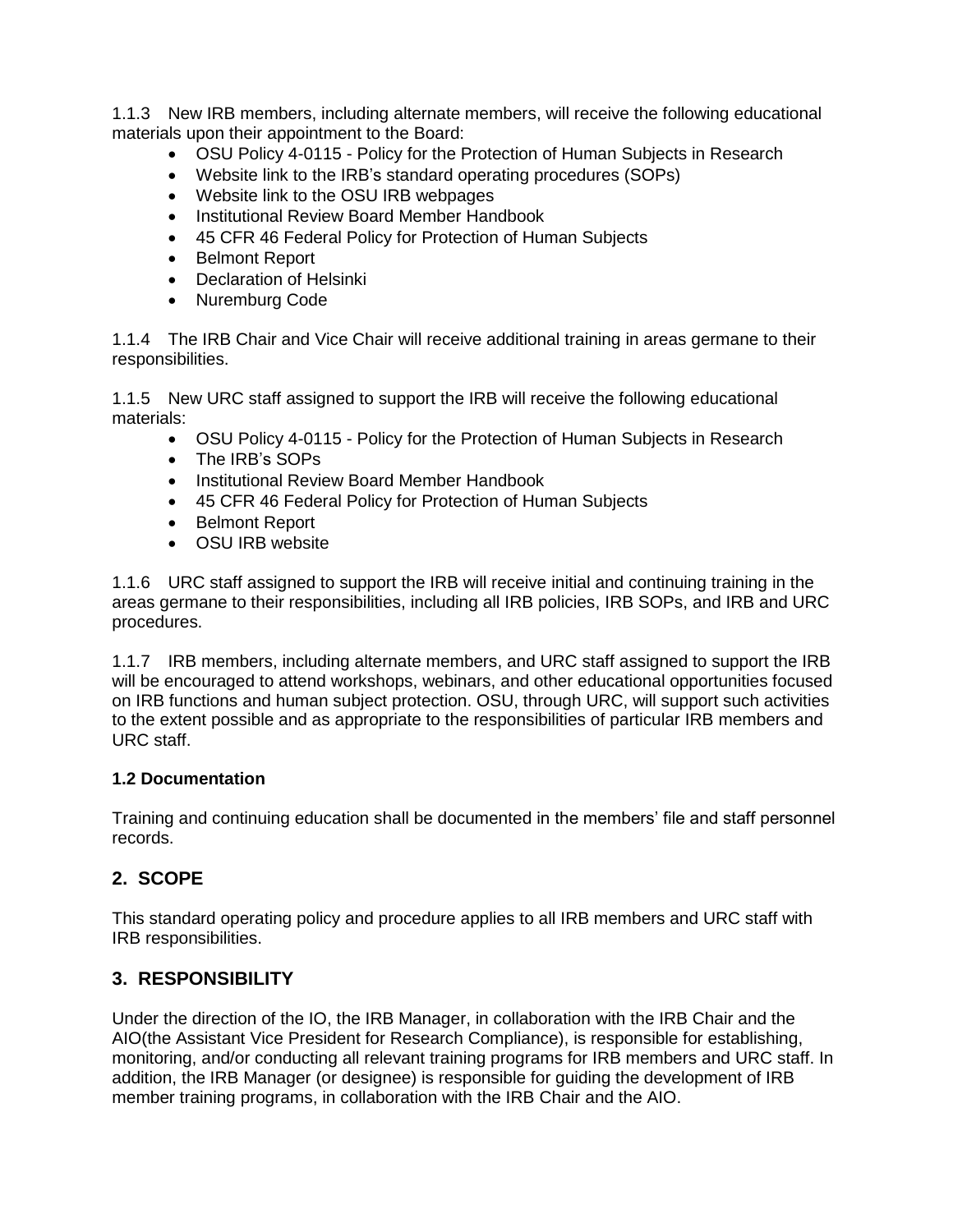1.1.3 New IRB members, including alternate members, will receive the following educational materials upon their appointment to the Board:

- OSU Policy 4-0115 - Policy for the Protection of Human Subjects in Research
- Website link to the IRB's standard operating procedures (SOPs)
- Website link to the OSU IRB webpages
- Institutional Review Board Member Handbook
- 45 CFR 46 Federal Policy for Protection of Human Subjects
- Belmont Report
- Declaration of Helsinki
- Nuremburg Code

1.1.4 The IRB Chair and Vice Chair will receive additional training in areas germane to their responsibilities.

1.1.5 New URC staff assigned to support the IRB will receive the following educational materials:

- OSU Policy 4-0115 - Policy for the Protection of Human Subjects in Research
- The IRB's SOPs
- Institutional Review Board Member Handbook
- 45 CFR 46 Federal Policy for Protection of Human Subjects
- Belmont Report
- OSU IRB website

1.1.6 URC staff assigned to support the IRB will receive initial and continuing training in the areas germane to their responsibilities, including all IRB policies, IRB SOPs, and IRB and URC procedures.

1.1.7 IRB members, including alternate members, and URC staff assigned to support the IRB will be encouraged to attend workshops, webinars, and other educational opportunities focused on IRB functions and human subject protection. OSU, through URC, will support such activities to the extent possible and as appropriate to the responsibilities of particular IRB members and URC staff.

### 1.2 Documentation

Training and continuing education shall be documented in the members' file and staff personnel records.

## 2. SCOPE

This standard operating policy and procedure applies to all IRB members and URC staff with IRB responsibilities.

## 3. RESPONSIBILITY

Under the direction of the IO, the IRB Manager, in collaboration with the IRB Chair and the AIO(the Assistant Vice President for Research Compliance), is responsible for establishing, monitoring, and/or conducting all relevant training programs for IRB members and URC staff. In addition, the IRB Manager (or designee) is responsible for guiding the development of IRB member training programs, in collaboration with the IRB Chair and the AIO.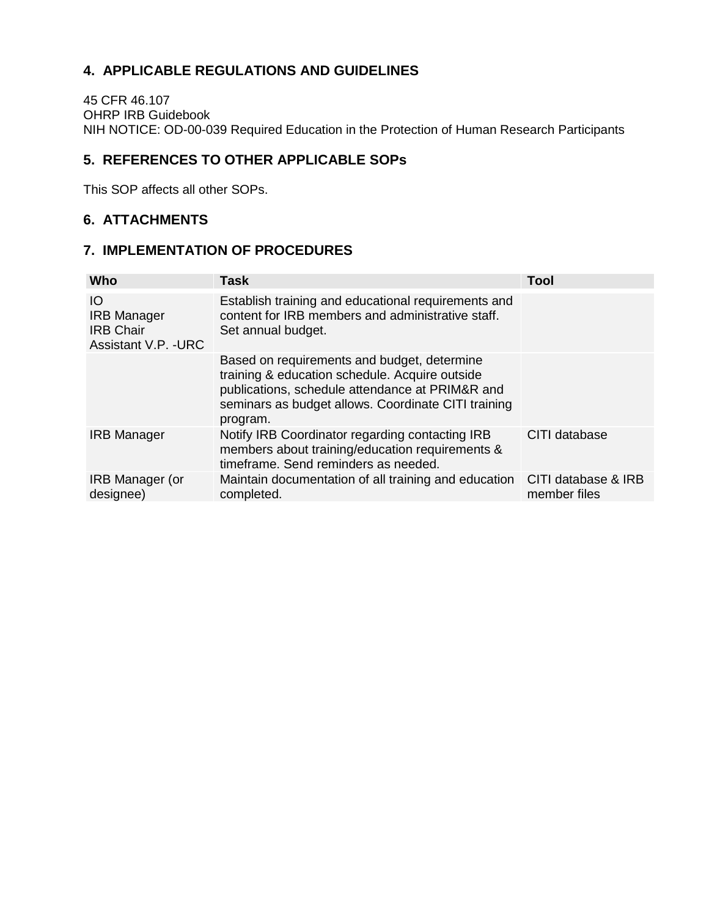## 4. APPLICABLE REGULATIONS AND GUIDELINES

45 CFR 46.107
OHRP IRB Guidebook
NIH NOTICE: OD-00-039 Required Education in the Protection of Human Research Participants

## 5. REFERENCES TO OTHER APPLICABLE SOPs

This SOP affects all other SOPs.

## 6. ATTACHMENTS

## 7. IMPLEMENTATION OF PROCEDURES

| Who | Task | Tool |
|---|---|---|
| IO<br>IRB Manager<br>IRB Chair<br>Assistant V.P. -URC | Establish training and educational requirements and content for IRB members and administrative staff. Set annual budget. | |
| | Based on requirements and budget, determine training & education schedule. Acquire outside publications, schedule attendance at PRIM&R and seminars as budget allows. Coordinate CITI training program. | |
| IRB Manager | Notify IRB Coordinator regarding contacting IRB members about training/education requirements & timeframe. Send reminders as needed. | CITI database |
| IRB Manager (or designee) | Maintain documentation of all training and education completed. | CITI database & IRB member files |